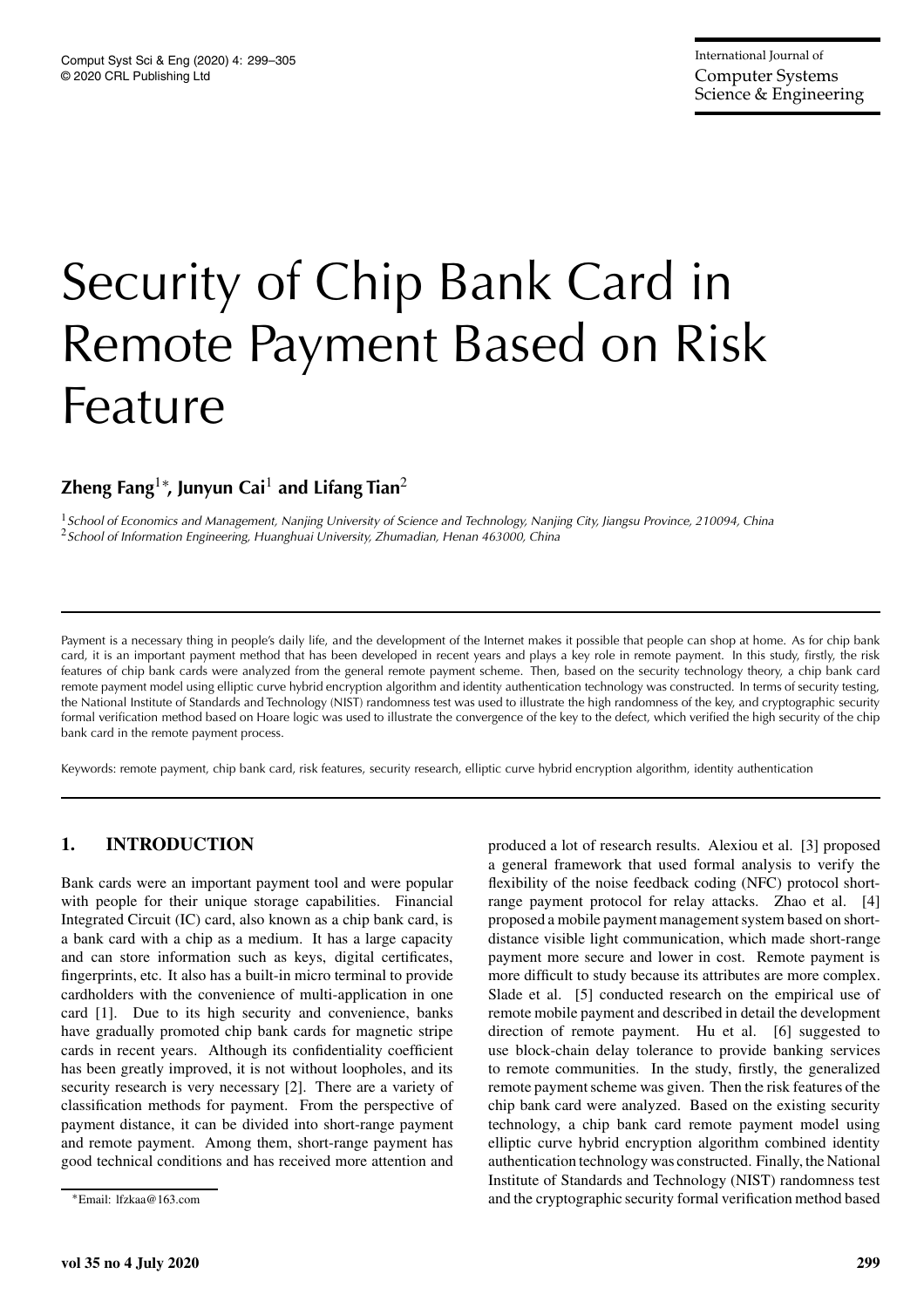# Security of Chip Bank Card in Remote Payment Based on Risk Feature

**Zheng Fang**[1*], **Junyun Cai**[1] **and Lifang Tian**[2]

[1] *School of Economics and Management, Nanjing University of Science and Technology, Nanjing City, Jiangsu Province, 210094, China*
[2] *School of Information Engineering, Huanghuai University, Zhumadian, Henan 463000, China*

Payment is a necessary thing in people's daily life, and the development of the Internet makes it possible that people can shop at home. As for chip bank card, it is an important payment method that has been developed in recent years and plays a key role in remote payment. In this study, firstly, the risk features of chip bank cards were analyzed from the general remote payment scheme. Then, based on the security technology theory, a chip bank card remote payment model using elliptic curve hybrid encryption algorithm and identity authentication technology was constructed. In terms of security testing, the National Institute of Standards and Technology (NIST) randomness test was used to illustrate the high randomness of the key, and cryptographic security formal verification method based on Hoare logic was used to illustrate the convergence of the key to the defect, which verified the high security of the chip bank card in the remote payment process.

Keywords: remote payment, chip bank card, risk features, security research, elliptic curve hybrid encryption algorithm, identity authentication

## 1. INTRODUCTION

Bank cards were an important payment tool and were popular with people for their unique storage capabilities. Financial Integrated Circuit (IC) card, also known as a chip bank card, is a bank card with a chip as a medium. It has a large capacity and can store information such as keys, digital certificates, fingerprints, etc. It also has a built-in micro terminal to provide cardholders with the convenience of multi-application in one card [1]. Due to its high security and convenience, banks have gradually promoted chip bank cards for magnetic stripe cards in recent years. Although its confidentiality coefficient has been greatly improved, it is not without loopholes, and its security research is very necessary [2]. There are a variety of classification methods for payment. From the perspective of payment distance, it can be divided into short-range payment and remote payment. Among them, short-range payment has good technical conditions and has received more attention and produced a lot of research results. Alexiou et al. [3] proposed a general framework that used formal analysis to verify the flexibility of the noise feedback coding (NFC) protocol short-range payment protocol for relay attacks. Zhao et al. [4] proposed a mobile payment management system based on short-distance visible light communication, which made short-range payment more secure and lower in cost. Remote payment is more difficult to study because its attributes are more complex. Slade et al. [5] conducted research on the empirical use of remote mobile payment and described in detail the development direction of remote payment. Hu et al. [6] suggested to use block-chain delay tolerance to provide banking services to remote communities. In the study, firstly, the generalized remote payment scheme was given. Then the risk features of the chip bank card were analyzed. Based on the existing security technology, a chip bank card remote payment model using elliptic curve hybrid encryption algorithm combined identity authentication technology was constructed. Finally, the National Institute of Standards and Technology (NIST) randomness test and the cryptographic security formal verification method based

*Email: lfzkaa@163.com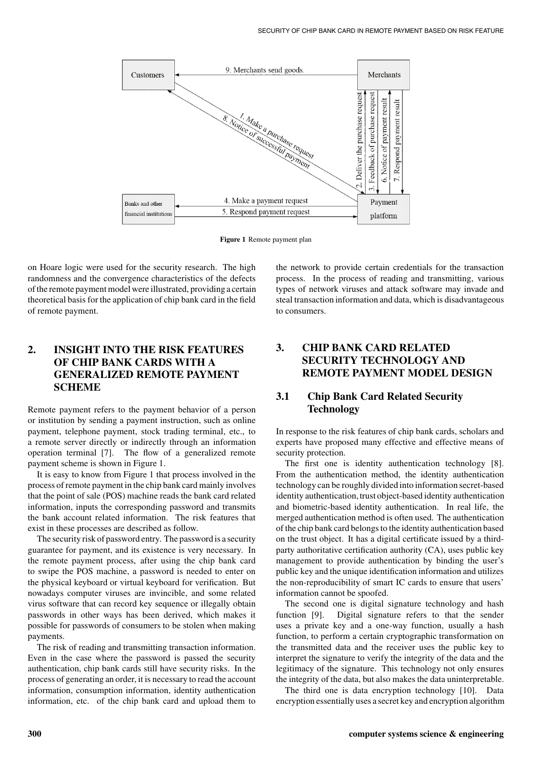Figure 1 Remote payment plan

on Hoare logic were used for the security research. The high randomness and the convergence characteristics of the defects of the remote payment model were illustrated, providing a certain theoretical basis for the application of chip bank card in the field of remote payment.

## 2. INSIGHT INTO THE RISK FEATURES OF CHIP BANK CARDS WITH A GENERALIZED REMOTE PAYMENT SCHEME

Remote payment refers to the payment behavior of a person or institution by sending a payment instruction, such as online payment, telephone payment, stock trading terminal, etc., to a remote server directly or indirectly through an information operation terminal [7]. The flow of a generalized remote payment scheme is shown in Figure 1.

It is easy to know from Figure 1 that process involved in the process of remote payment in the chip bank card mainly involves that the point of sale (POS) machine reads the bank card related information, inputs the corresponding password and transmits the bank account related information. The risk features that exist in these processes are described as follow.

The security risk of password entry. The password is a security guarantee for payment, and its existence is very necessary. In the remote payment process, after using the chip bank card to swipe the POS machine, a password is needed to enter on the physical keyboard or virtual keyboard for verification. But nowadays computer viruses are invincible, and some related virus software that can record key sequence or illegally obtain passwords in other ways has been derived, which makes it possible for passwords of consumers to be stolen when making payments.

The risk of reading and transmitting transaction information. Even in the case where the password is passed the security authentication, chip bank cards still have security risks. In the process of generating an order, it is necessary to read the account information, consumption information, identity authentication information, etc. of the chip bank card and upload them to the network to provide certain credentials for the transaction process. In the process of reading and transmitting, various types of network viruses and attack software may invade and steal transaction information and data, which is disadvantageous to consumers.

## 3. CHIP BANK CARD RELATED SECURITY TECHNOLOGY AND REMOTE PAYMENT MODEL DESIGN

### 3.1 Chip Bank Card Related Security Technology

In response to the risk features of chip bank cards, scholars and experts have proposed many effective and effective means of security protection.

The first one is identity authentication technology [8]. From the authentication method, the identity authentication technology can be roughly divided into information secret-based identity authentication, trust object-based identity authentication and biometric-based identity authentication. In real life, the merged authentication method is often used. The authentication of the chip bank card belongs to the identity authentication based on the trust object. It has a digital certificate issued by a third-party authoritative certification authority (CA), uses public key management to provide authentication by binding the user's public key and the unique identification information and utilizes the non-reproducibility of smart IC cards to ensure that users' information cannot be spoofed.

The second one is digital signature technology and hash function [9]. Digital signature refers to that the sender uses a private key and a one-way function, usually a hash function, to perform a certain cryptographic transformation on the transmitted data and the receiver uses the public key to interpret the signature to verify the integrity of the data and the legitimacy of the signature. This technology not only ensures the integrity of the data, but also makes the data uninterpretable.

The third one is data encryption technology [10]. Data encryption essentially uses a secret key and encryption algorithm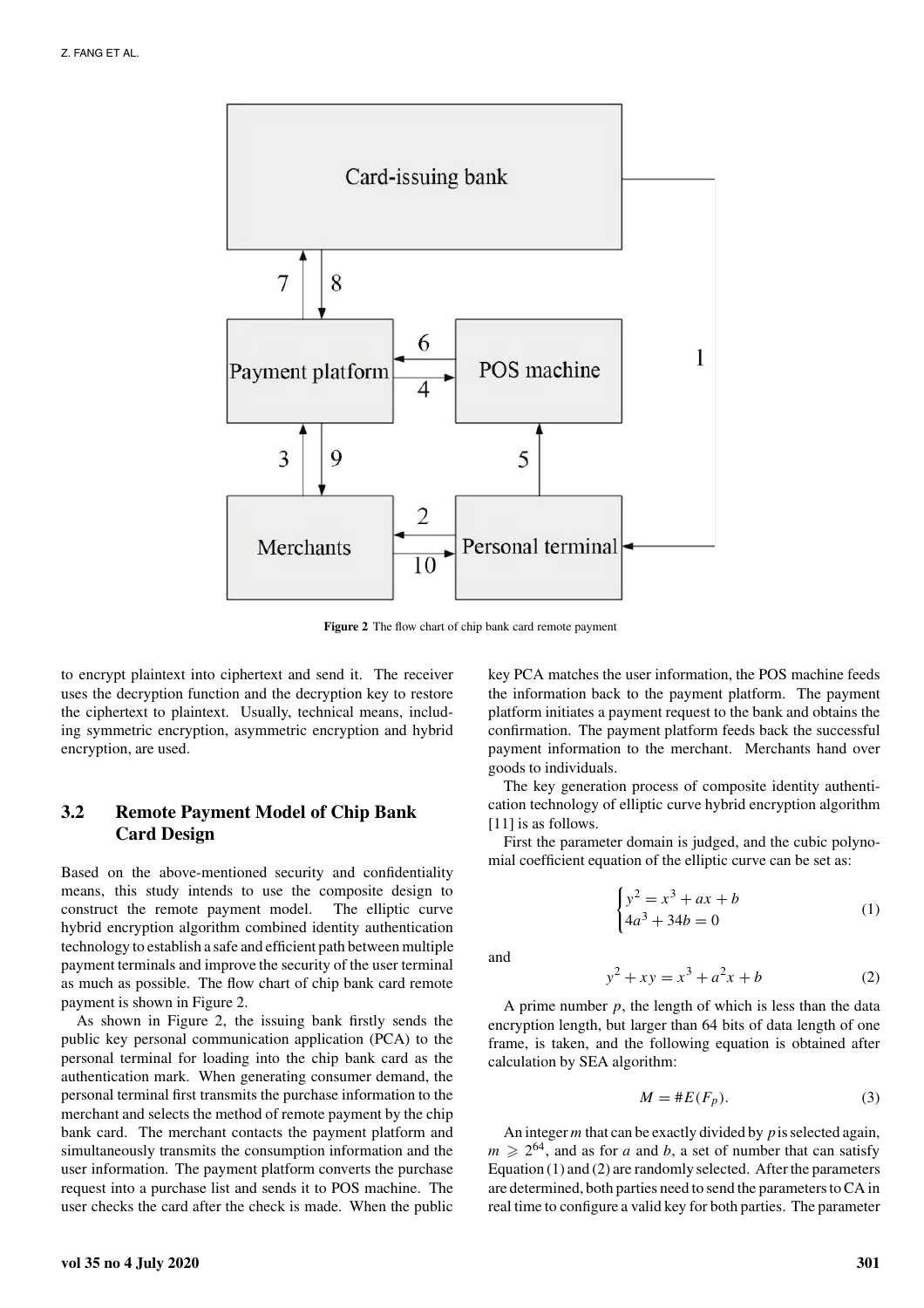Figure 2 The flow chart of chip bank card remote payment

to encrypt plaintext into ciphertext and send it. The receiver uses the decryption function and the decryption key to restore the ciphertext to plaintext. Usually, technical means, including symmetric encryption, asymmetric encryption and hybrid encryption, are used.

### 3.2 Remote Payment Model of Chip Bank Card Design

Based on the above-mentioned security and confidentiality means, this study intends to use the composite design to construct the remote payment model. The elliptic curve hybrid encryption algorithm combined identity authentication technology to establish a safe and efficient path between multiple payment terminals and improve the security of the user terminal as much as possible. The flow chart of chip bank card remote payment is shown in Figure 2.

As shown in Figure 2, the issuing bank firstly sends the public key personal communication application (PCA) to the personal terminal for loading into the chip bank card as the authentication mark. When generating consumer demand, the personal terminal first transmits the purchase information to the merchant and selects the method of remote payment by the chip bank card. The merchant contacts the payment platform and simultaneously transmits the consumption information and the user information. The payment platform converts the purchase request into a purchase list and sends it to POS machine. The user checks the card after the check is made. When the public key PCA matches the user information, the POS machine feeds the information back to the payment platform. The payment platform initiates a payment request to the bank and obtains the confirmation. The payment platform feeds back the successful payment information to the merchant. Merchants hand over goods to individuals.

The key generation process of composite identity authentication technology of elliptic curve hybrid encryption algorithm [11] is as follows.

First the parameter domain is judged, and the cubic polynomial coefficient equation of the elliptic curve can be set as:

$$\begin{cases} y^2 = x^3 + ax + b \\ 4a^3 + 34b = 0 \end{cases} \tag{1}$$

and

$$y^2 + xy = x^3 + a^2x + b \tag{2}$$

A prime number $p$, the length of which is less than the data encryption length, but larger than 64 bits of data length of one frame, is taken, and the following equation is obtained after calculation by SEA algorithm:

$$M = \#E(F_p). \tag{3}$$

An integer $m$ that can be exactly divided by $p$ is selected again, $m \geqslant 2^{64}$, and as for $a$ and $b$, a set of number that can satisfy Equation (1) and (2) are randomly selected. After the parameters are determined, both parties need to send the parameters to CA in real time to configure a valid key for both parties. The parameter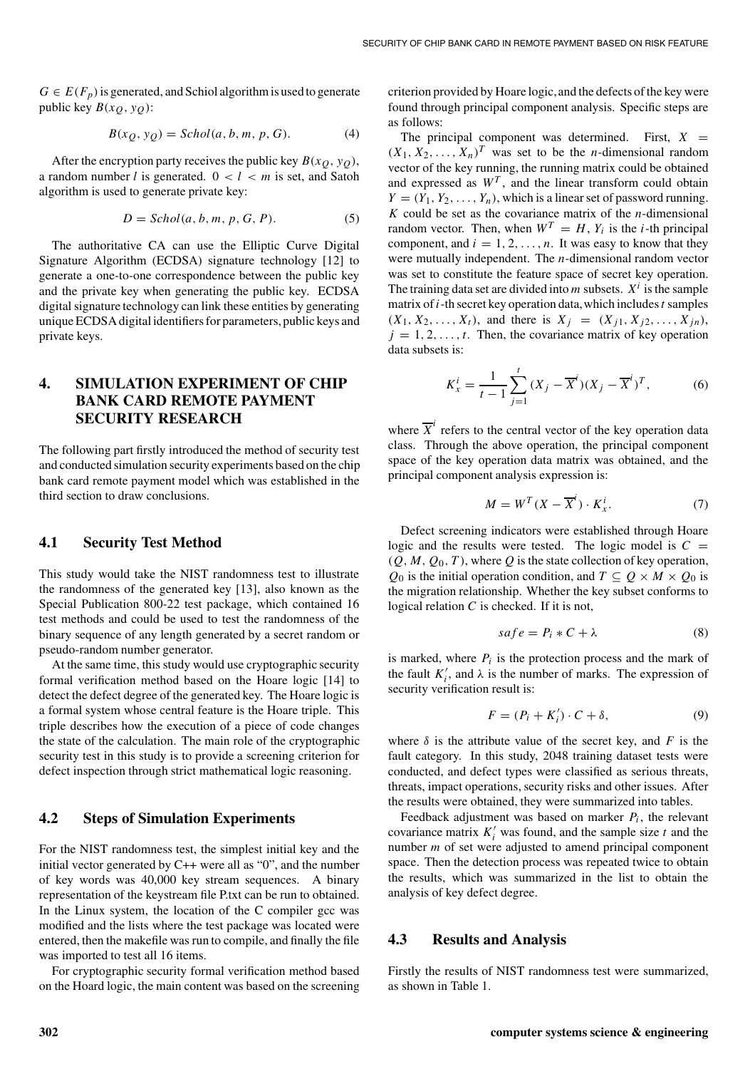$G \in E(F_p)$ is generated, and Schiol algorithm is used to generate public key $B(x_Q, y_Q)$:

$$B(x_Q, y_Q) = Schol(a, b, m, p, G). \tag{4}$$

After the encryption party receives the public key $B(x_Q, y_Q)$, a random number $l$ is generated. $0 < l < m$ is set, and Satoh algorithm is used to generate private key:

$$D = Schol(a, b, m, p, G, P). \tag{5}$$

The authoritative CA can use the Elliptic Curve Digital Signature Algorithm (ECDSA) signature technology [12] to generate a one-to-one correspondence between the public key and the private key when generating the public key. ECDSA digital signature technology can link these entities by generating unique ECDSA digital identifiers for parameters, public keys and private keys.

## 4. SIMULATION EXPERIMENT OF CHIP BANK CARD REMOTE PAYMENT SECURITY RESEARCH

The following part firstly introduced the method of security test and conducted simulation security experiments based on the chip bank card remote payment model which was established in the third section to draw conclusions.

### 4.1 Security Test Method

This study would take the NIST randomness test to illustrate the randomness of the generated key [13], also known as the Special Publication 800-22 test package, which contained 16 test methods and could be used to test the randomness of the binary sequence of any length generated by a secret random or pseudo-random number generator.

At the same time, this study would use cryptographic security formal verification method based on the Hoare logic [14] to detect the defect degree of the generated key. The Hoare logic is a formal system whose central feature is the Hoare triple. This triple describes how the execution of a piece of code changes the state of the calculation. The main role of the cryptographic security test in this study is to provide a screening criterion for defect inspection through strict mathematical logic reasoning.

### 4.2 Steps of Simulation Experiments

For the NIST randomness test, the simplest initial key and the initial vector generated by C++ were all as "0", and the number of key words was 40,000 key stream sequences. A binary representation of the keystream file P.txt can be run to obtained. In the Linux system, the location of the C compiler gcc was modified and the lists where the test package was located were entered, then the makefile was run to compile, and finally the file was imported to test all 16 items.

For cryptographic security formal verification method based on the Hoard logic, the main content was based on the screening criterion provided by Hoare logic, and the defects of the key were found through principal component analysis. Specific steps are as follows:

The principal component was determined. First, $X = (X_1, X_2, \ldots, X_n)^T$ was set to be the $n$-dimensional random vector of the key running, the running matrix could be obtained and expressed as $W^T$, and the linear transform could obtain $Y = (Y_1, Y_2, \ldots, Y_n)$, which is a linear set of password running. $K$ could be set as the covariance matrix of the $n$-dimensional random vector. Then, when $W^T = H$, $Y_i$ is the $i$-th principal component, and $i = 1, 2, \ldots, n$. It was easy to know that they were mutually independent. The $n$-dimensional random vector was set to constitute the feature space of secret key operation. The training data set are divided into $m$ subsets. $X^i$ is the sample matrix of $i$-th secret key operation data, which includes $t$ samples $(X_1, X_2, \ldots, X_t)$, and there is $X_j = (X_{j1}, X_{j2}, \ldots, X_{jn})$, $j = 1, 2, \ldots, t$. Then, the covariance matrix of key operation data subsets is:

$$K_x^i = \frac{1}{t-1} \sum_{j=1}^{t} (X_j - \overline{X}^i)(X_j - \overline{X}^i)^T, \tag{6}$$

where $\overline{X}^i$ refers to the central vector of the key operation data class. Through the above operation, the principal component space of the key operation data matrix was obtained, and the principal component analysis expression is:

$$M = W^T(X - \overline{X}^i) \cdot K_x^i. \tag{7}$$

Defect screening indicators were established through Hoare logic and the results were tested. The logic model is $C = (Q, M, Q_0, T)$, where $Q$ is the state collection of key operation, $Q_0$ is the initial operation condition, and $T \subseteq Q \times M \times Q_0$ is the migration relationship. Whether the key subset conforms to logical relation $C$ is checked. If it is not,

$$safe = P_i * C + \lambda \tag{8}$$

is marked, where $P_i$ is the protection process and the mark of the fault $K_i'$, and $\lambda$ is the number of marks. The expression of security verification result is:

$$F = (P_i + K_i') \cdot C + \delta, \tag{9}$$

where $\delta$ is the attribute value of the secret key, and $F$ is the fault category. In this study, 2048 training dataset tests were conducted, and defect types were classified as serious threats, threats, impact operations, security risks and other issues. After the results were obtained, they were summarized into tables.

Feedback adjustment was based on marker $P_i$, the relevant covariance matrix $K_i'$ was found, and the sample size $t$ and the number $m$ of set were adjusted to amend principal component space. Then the detection process was repeated twice to obtain the results, which was summarized in the list to obtain the analysis of key defect degree.

### 4.3 Results and Analysis

Firstly the results of NIST randomness test were summarized, as shown in Table 1.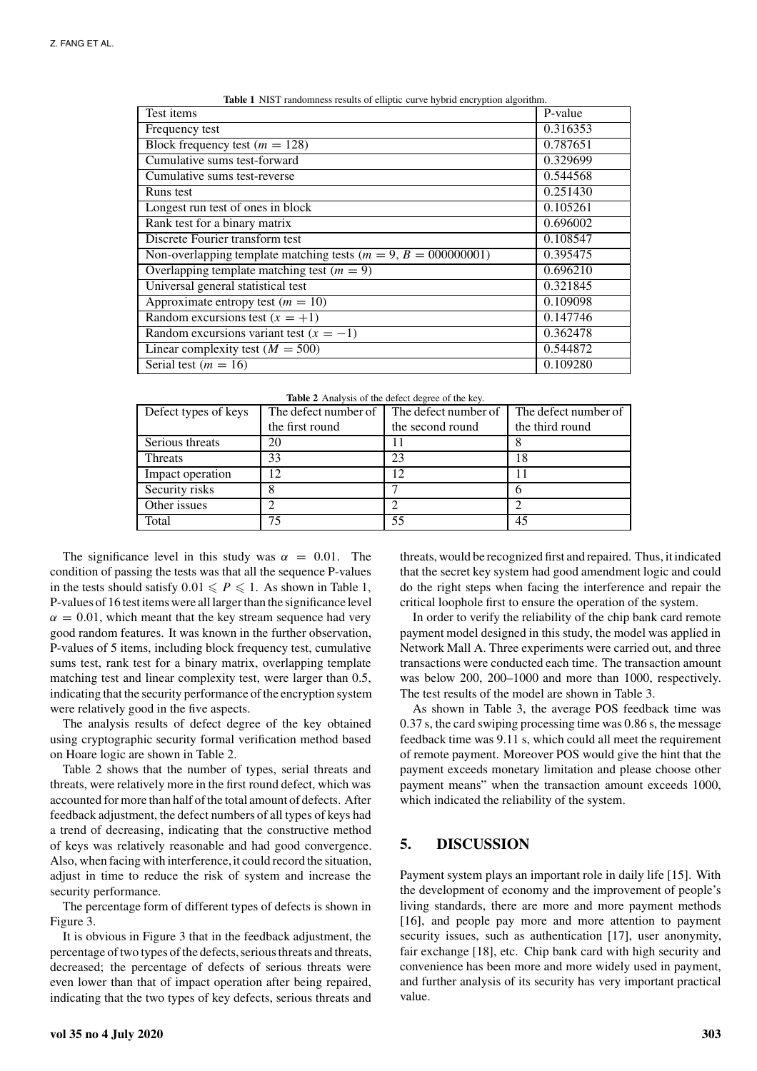**Table 1** NIST randomness results of elliptic curve hybrid encryption algorithm.

| Test items | P-value |
|---|---|
| Frequency test | 0.316353 |
| Block frequency test ($m = 128$) | 0.787651 |
| Cumulative sums test-forward | 0.329699 |
| Cumulative sums test-reverse | 0.544568 |
| Runs test | 0.251430 |
| Longest run test of ones in block | 0.105261 |
| Rank test for a binary matrix | 0.696002 |
| Discrete Fourier transform test | 0.108547 |
| Non-overlapping template matching tests ($m = 9$, $B = 000000001$) | 0.395475 |
| Overlapping template matching test ($m = 9$) | 0.696210 |
| Universal general statistical test | 0.321845 |
| Approximate entropy test ($m = 10$) | 0.109098 |
| Random excursions test ($x = +1$) | 0.147746 |
| Random excursions variant test ($x = -1$) | 0.362478 |
| Linear complexity test ($M = 500$) | 0.544872 |
| Serial test ($m = 16$) | 0.109280 |

**Table 2** Analysis of the defect degree of the key.

| Defect types of keys | The defect number of the first round | The defect number of the second round | The defect number of the third round |
|---|---|---|---|
| Serious threats | 20 | 11 | 8 |
| Threats | 33 | 23 | 18 |
| Impact operation | 12 | 12 | 11 |
| Security risks | 8 | 7 | 6 |
| Other issues | 2 | 2 | 2 |
| Total | 75 | 55 | 45 |

The significance level in this study was $\alpha = 0.01$. The condition of passing the tests was that all the sequence P-values in the tests should satisfy $0.01 \leqslant P \leqslant 1$. As shown in Table 1, P-values of 16 test items were all larger than the significance level $\alpha = 0.01$, which meant that the key stream sequence had very good random features. It was known in the further observation, P-values of 5 items, including block frequency test, cumulative sums test, rank test for a binary matrix, overlapping template matching test and linear complexity test, were larger than 0.5, indicating that the security performance of the encryption system were relatively good in the five aspects.

The analysis results of defect degree of the key obtained using cryptographic security formal verification method based on Hoare logic are shown in Table 2.

Table 2 shows that the number of types, serial threats and threats, were relatively more in the first round defect, which was accounted for more than half of the total amount of defects. After feedback adjustment, the defect numbers of all types of keys had a trend of decreasing, indicating that the constructive method of keys was relatively reasonable and had good convergence. Also, when facing with interference, it could record the situation, adjust in time to reduce the risk of system and increase the security performance.

The percentage form of different types of defects is shown in Figure 3.

It is obvious in Figure 3 that in the feedback adjustment, the percentage of two types of the defects, serious threats and threats, decreased; the percentage of defects of serious threats were even lower than that of impact operation after being repaired, indicating that the two types of key defects, serious threats and threats, would be recognized first and repaired. Thus, it indicated that the secret key system had good amendment logic and could do the right steps when facing the interference and repair the critical loophole first to ensure the operation of the system.

In order to verify the reliability of the chip bank card remote payment model designed in this study, the model was applied in Network Mall A. Three experiments were carried out, and three transactions were conducted each time. The transaction amount was below 200, 200–1000 and more than 1000, respectively. The test results of the model are shown in Table 3.

As shown in Table 3, the average POS feedback time was 0.37 s, the card swiping processing time was 0.86 s, the message feedback time was 9.11 s, which could all meet the requirement of remote payment. Moreover POS would give the hint that the payment exceeds monetary limitation and please choose other payment means" when the transaction amount exceeds 1000, which indicated the reliability of the system.

## 5. DISCUSSION

Payment system plays an important role in daily life [15]. With the development of economy and the improvement of people's living standards, there are more and more payment methods [16], and people pay more and more attention to payment security issues, such as authentication [17], user anonymity, fair exchange [18], etc. Chip bank card with high security and convenience has been more and more widely used in payment, and further analysis of its security has very important practical value.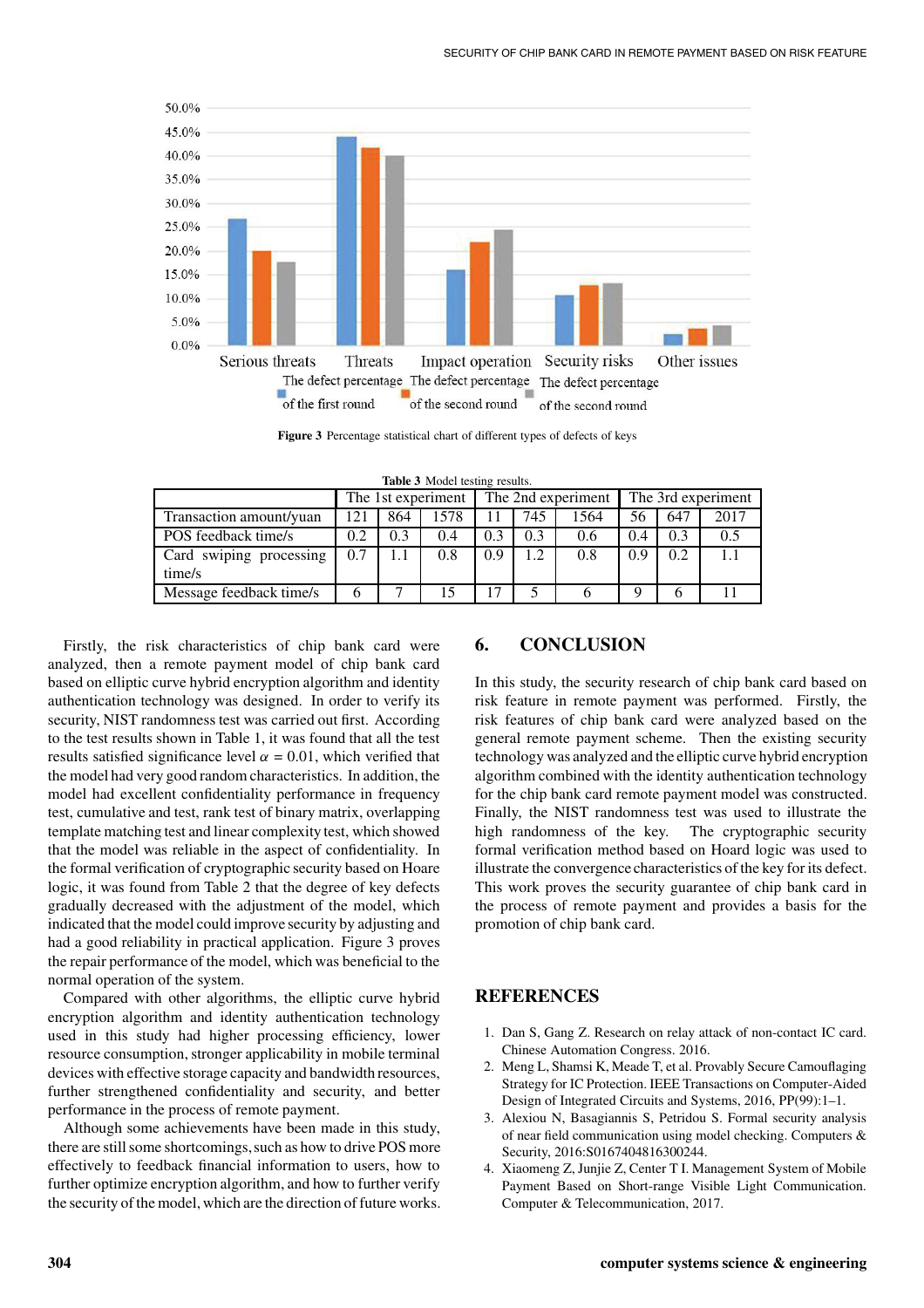Figure 3 Percentage statistical chart of different types of defects of keys

**Table 3** Model testing results.

| | The 1st experiment | | | The 2nd experiment | | | The 3rd experiment | | |
|---|---|---|---|---|---|---|---|---|---|
| Transaction amount/yuan | 121 | 864 | 1578 | 11 | 745 | 1564 | 56 | 647 | 2017 |
| POS feedback time/s | 0.2 | 0.3 | 0.4 | 0.3 | 0.3 | 0.6 | 0.4 | 0.3 | 0.5 |
| Card swiping processing time/s | 0.7 | 1.1 | 0.8 | 0.9 | 1.2 | 0.8 | 0.9 | 0.2 | 1.1 |
| Message feedback time/s | 6 | 7 | 15 | 17 | 5 | 6 | 9 | 6 | 11 |

Firstly, the risk characteristics of chip bank card were analyzed, then a remote payment model of chip bank card based on elliptic curve hybrid encryption algorithm and identity authentication technology was designed. In order to verify its security, NIST randomness test was carried out first. According to the test results shown in Table 1, it was found that all the test results satisfied significance level $\alpha = 0.01$, which verified that the model had very good random characteristics. In addition, the model had excellent confidentiality performance in frequency test, cumulative and test, rank test of binary matrix, overlapping template matching test and linear complexity test, which showed that the model was reliable in the aspect of confidentiality. In the formal verification of cryptographic security based on Hoare logic, it was found from Table 2 that the degree of key defects gradually decreased with the adjustment of the model, which indicated that the model could improve security by adjusting and had a good reliability in practical application. Figure 3 proves the repair performance of the model, which was beneficial to the normal operation of the system.

Compared with other algorithms, the elliptic curve hybrid encryption algorithm and identity authentication technology used in this study had higher processing efficiency, lower resource consumption, stronger applicability in mobile terminal devices with effective storage capacity and bandwidth resources, further strengthened confidentiality and security, and better performance in the process of remote payment.

Although some achievements have been made in this study, there are still some shortcomings, such as how to drive POS more effectively to feedback financial information to users, how to further optimize encryption algorithm, and how to further verify the security of the model, which are the direction of future works.

## 6. CONCLUSION

In this study, the security research of chip bank card based on risk feature in remote payment was performed. Firstly, the risk features of chip bank card were analyzed based on the general remote payment scheme. Then the existing security technology was analyzed and the elliptic curve hybrid encryption algorithm combined with the identity authentication technology for the chip bank card remote payment model was constructed. Finally, the NIST randomness test was used to illustrate the high randomness of the key. The cryptographic security formal verification method based on Hoard logic was used to illustrate the convergence characteristics of the key for its defect. This work proves the security guarantee of chip bank card in the process of remote payment and provides a basis for the promotion of chip bank card.

## REFERENCES

1. Dan S, Gang Z. Research on relay attack of non-contact IC card. Chinese Automation Congress. 2016.
2. Meng L, Shamsi K, Meade T, et al. Provably Secure Camouflaging Strategy for IC Protection. IEEE Transactions on Computer-Aided Design of Integrated Circuits and Systems, 2016, PP(99):1–1.
3. Alexiou N, Basagiannis S, Petridou S. Formal security analysis of near field communication using model checking. Computers & Security, 2016:S0167404816300244.
4. Xiaomeng Z, Junjie Z, Center T I. Management System of Mobile Payment Based on Short-range Visible Light Communication. Computer & Telecommunication, 2017.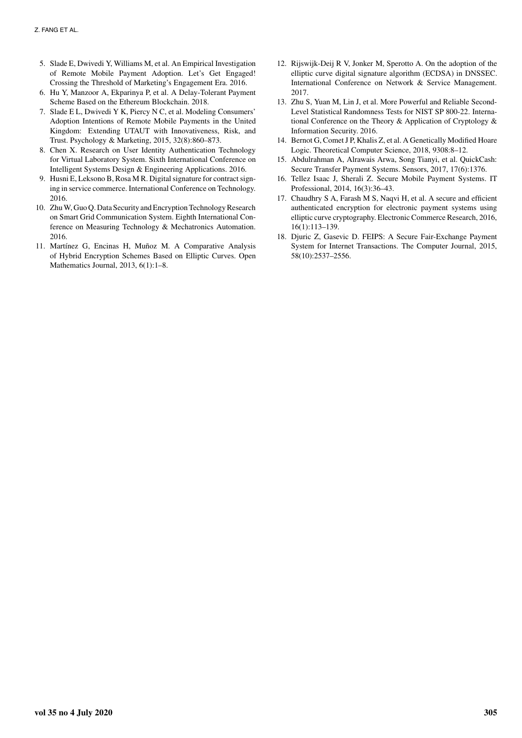5. Slade E, Dwivedi Y, Williams M, et al. An Empirical Investigation of Remote Mobile Payment Adoption. Let's Get Engaged! Crossing the Threshold of Marketing's Engagement Era. 2016.
6. Hu Y, Manzoor A, Ekparinya P, et al. A Delay-Tolerant Payment Scheme Based on the Ethereum Blockchain. 2018.
7. Slade E L, Dwivedi Y K, Piercy N C, et al. Modeling Consumers' Adoption Intentions of Remote Mobile Payments in the United Kingdom: Extending UTAUT with Innovativeness, Risk, and Trust. Psychology & Marketing, 2015, 32(8):860–873.
8. Chen X. Research on User Identity Authentication Technology for Virtual Laboratory System. Sixth International Conference on Intelligent Systems Design & Engineering Applications. 2016.
9. Husni E, Leksono B, Rosa M R. Digital signature for contract signing in service commerce. International Conference on Technology. 2016.
10. Zhu W, Guo Q. Data Security and Encryption Technology Research on Smart Grid Communication System. Eighth International Conference on Measuring Technology & Mechatronics Automation. 2016.
11. Martínez G, Encinas H, Muñoz M. A Comparative Analysis of Hybrid Encryption Schemes Based on Elliptic Curves. Open Mathematics Journal, 2013, 6(1):1–8.
12. Rijswijk-Deij R V, Jonker M, Sperotto A. On the adoption of the elliptic curve digital signature algorithm (ECDSA) in DNSSEC. International Conference on Network & Service Management. 2017.
13. Zhu S, Yuan M, Lin J, et al. More Powerful and Reliable Second-Level Statistical Randomness Tests for NIST SP 800-22. International Conference on the Theory & Application of Cryptology & Information Security. 2016.
14. Bernot G, Comet J P, Khalis Z, et al. A Genetically Modified Hoare Logic. Theoretical Computer Science, 2018, 9308:8–12.
15. Abdulrahman A, Alrawais Arwa, Song Tianyi, et al. QuickCash: Secure Transfer Payment Systems. Sensors, 2017, 17(6):1376.
16. Tellez Isaac J, Sherali Z. Secure Mobile Payment Systems. IT Professional, 2014, 16(3):36–43.
17. Chaudhry S A, Farash M S, Naqvi H, et al. A secure and efficient authenticated encryption for electronic payment systems using elliptic curve cryptography. Electronic Commerce Research, 2016, 16(1):113–139.
18. Djuric Z, Gasevic D. FEIPS: A Secure Fair-Exchange Payment System for Internet Transactions. The Computer Journal, 2015, 58(10):2537–2556.